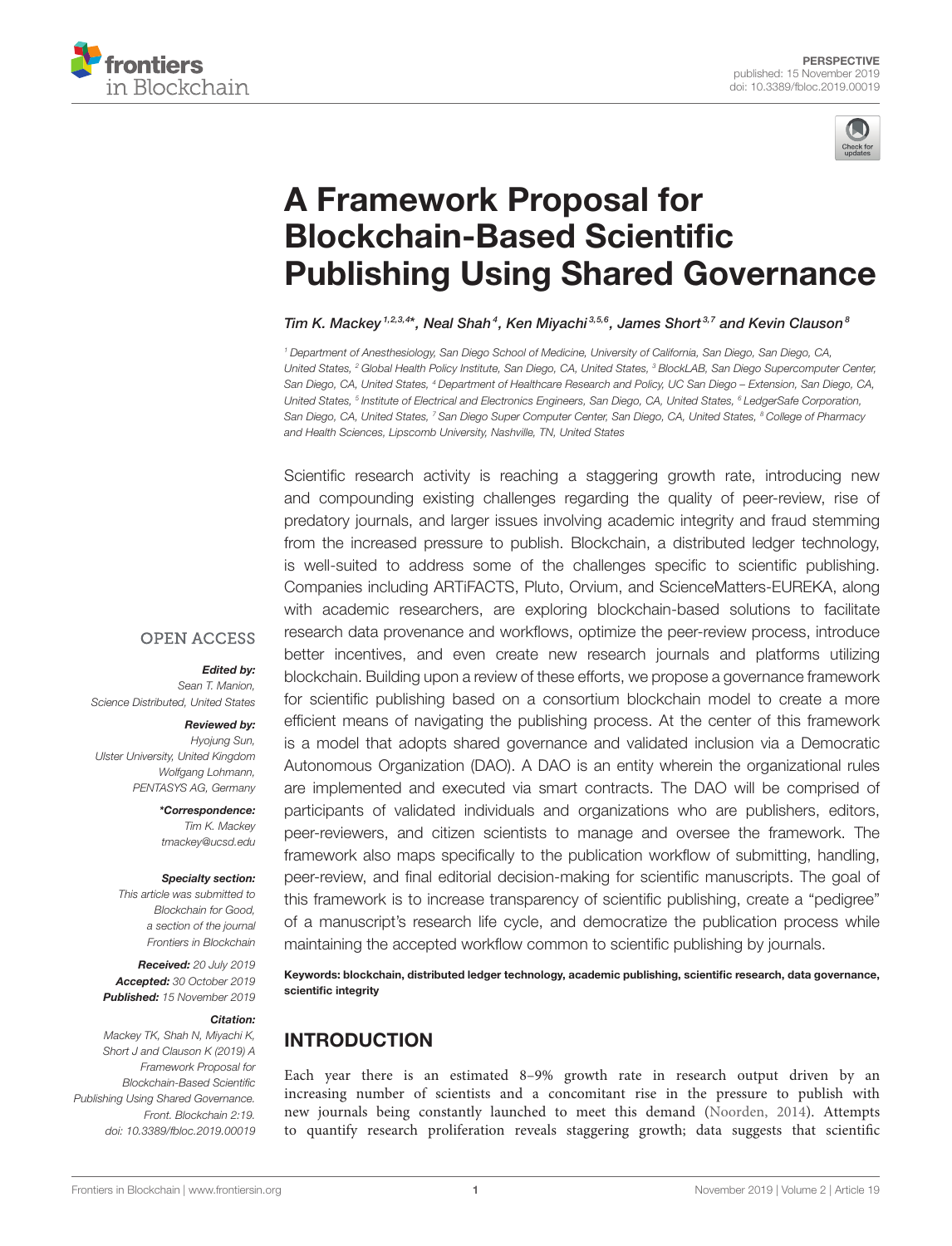PERSPECTIVE
published: 15 November 2019
doi: 10.3389/fbloc.2019.00019

# A Framework Proposal for Blockchain-Based Scientific Publishing Using Shared Governance

*Tim K. Mackey[1,2,3,4*], Neal Shah[4], Ken Miyachi[3,5,6], James Short[3,7] and Kevin Clauson[8]*

[1] Department of Anesthesiology, San Diego School of Medicine, University of California, San Diego, San Diego, CA, United States, [2] Global Health Policy Institute, San Diego, CA, United States, [3] BlockLAB, San Diego Supercomputer Center, San Diego, CA, United States, [4] Department of Healthcare Research and Policy, UC San Diego – Extension, San Diego, CA, United States, [5] Institute of Electrical and Electronics Engineers, San Diego, CA, United States, [6] LedgerSafe Corporation, San Diego, CA, United States, [7] San Diego Super Computer Center, San Diego, CA, United States, [8] College of Pharmacy and Health Sciences, Lipscomb University, Nashville, TN, United States

Scientific research activity is reaching a staggering growth rate, introducing new and compounding existing challenges regarding the quality of peer-review, rise of predatory journals, and larger issues involving academic integrity and fraud stemming from the increased pressure to publish. Blockchain, a distributed ledger technology, is well-suited to address some of the challenges specific to scientific publishing. Companies including ARTiFACTS, Pluto, Orvium, and ScienceMatters-EUREKA, along with academic researchers, are exploring blockchain-based solutions to facilitate research data provenance and workflows, optimize the peer-review process, introduce better incentives, and even create new research journals and platforms utilizing blockchain. Building upon a review of these efforts, we propose a governance framework for scientific publishing based on a consortium blockchain model to create a more efficient means of navigating the publishing process. At the center of this framework is a model that adopts shared governance and validated inclusion via a Democratic Autonomous Organization (DAO). A DAO is an entity wherein the organizational rules are implemented and executed via smart contracts. The DAO will be comprised of participants of validated individuals and organizations who are publishers, editors, peer-reviewers, and citizen scientists to manage and oversee the framework. The framework also maps specifically to the publication workflow of submitting, handling, peer-review, and final editorial decision-making for scientific manuscripts. The goal of this framework is to increase transparency of scientific publishing, create a "pedigree" of a manuscript's research life cycle, and democratize the publication process while maintaining the accepted workflow common to scientific publishing by journals.

**Keywords: blockchain, distributed ledger technology, academic publishing, scientific research, data governance, scientific integrity**

OPEN ACCESS

***Edited by:***
*Sean T. Manion,*
*Science Distributed, United States*

***Reviewed by:***
*Hyojung Sun,*
*Ulster University, United Kingdom*
*Wolfgang Lohmann,*
*PENTASYS AG, Germany*

***\*Correspondence:***
*Tim K. Mackey*
*tmackey@ucsd.edu*

***Specialty section:***
*This article was submitted to Blockchain for Good, a section of the journal Frontiers in Blockchain*

***Received:*** *20 July 2019*
***Accepted:*** *30 October 2019*
***Published:*** *15 November 2019*

***Citation:***
*Mackey TK, Shah N, Miyachi K, Short J and Clauson K (2019) A Framework Proposal for Blockchain-Based Scientific Publishing Using Shared Governance. Front. Blockchain 2:19. doi: 10.3389/fbloc.2019.00019*

## INTRODUCTION

Each year there is an estimated 8–9% growth rate in research output driven by an increasing number of scientists and a concomitant rise in the pressure to publish with new journals being constantly launched to meet this demand (Noorden, 2014). Attempts to quantify research proliferation reveals staggering growth; data suggests that scientific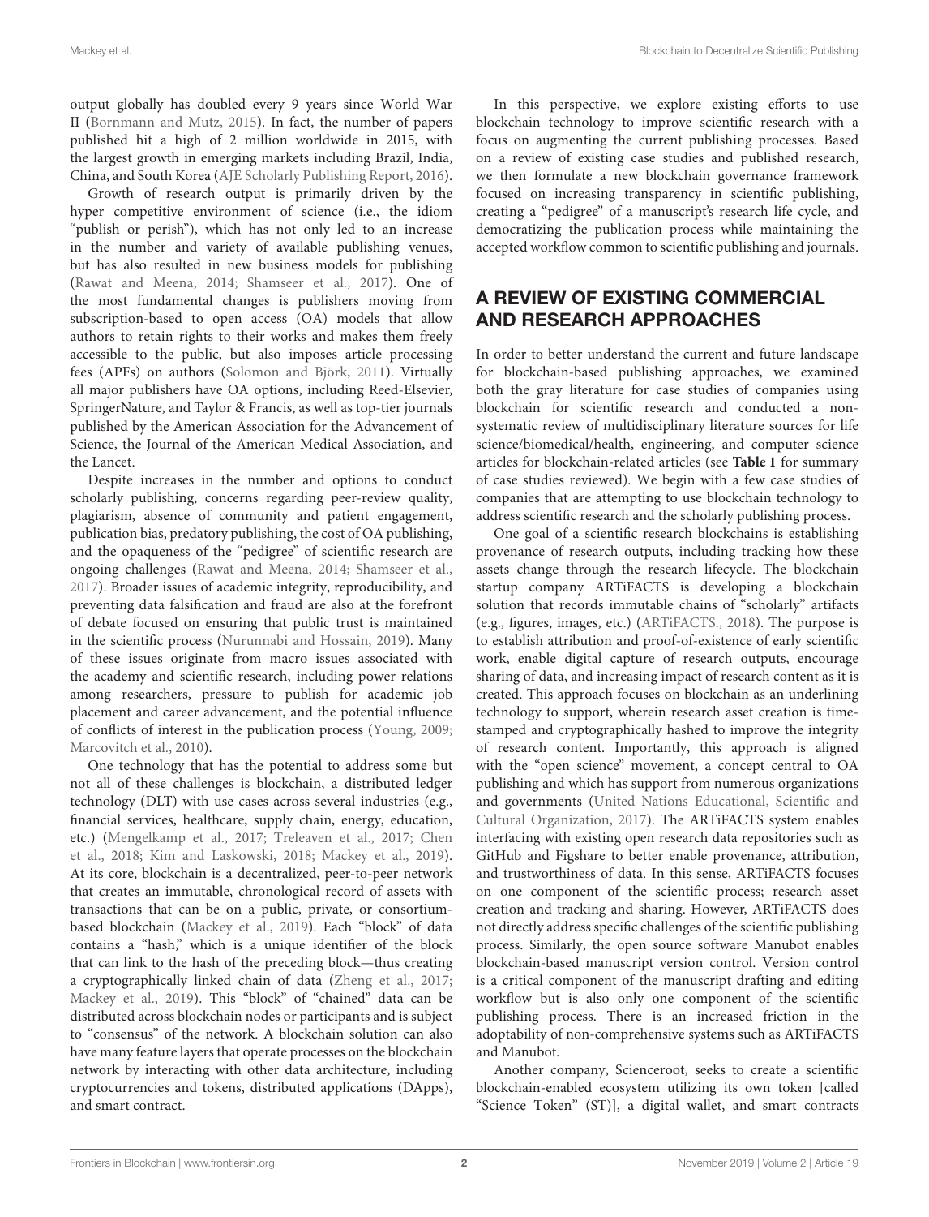output globally has doubled every 9 years since World War II (Bornmann and Mutz, 2015). In fact, the number of papers published hit a high of 2 million worldwide in 2015, with the largest growth in emerging markets including Brazil, India, China, and South Korea (AJE Scholarly Publishing Report, 2016).

Growth of research output is primarily driven by the hyper competitive environment of science (i.e., the idiom "publish or perish"), which has not only led to an increase in the number and variety of available publishing venues, but has also resulted in new business models for publishing (Rawat and Meena, 2014; Shamseer et al., 2017). One of the most fundamental changes is publishers moving from subscription-based to open access (OA) models that allow authors to retain rights to their works and makes them freely accessible to the public, but also imposes article processing fees (APFs) on authors (Solomon and Björk, 2011). Virtually all major publishers have OA options, including Reed-Elsevier, SpringerNature, and Taylor & Francis, as well as top-tier journals published by the American Association for the Advancement of Science, the Journal of the American Medical Association, and the Lancet.

Despite increases in the number and options to conduct scholarly publishing, concerns regarding peer-review quality, plagiarism, absence of community and patient engagement, publication bias, predatory publishing, the cost of OA publishing, and the opaqueness of the "pedigree" of scientific research are ongoing challenges (Rawat and Meena, 2014; Shamseer et al., 2017). Broader issues of academic integrity, reproducibility, and preventing data falsification and fraud are also at the forefront of debate focused on ensuring that public trust is maintained in the scientific process (Nurunnabi and Hossain, 2019). Many of these issues originate from macro issues associated with the academy and scientific research, including power relations among researchers, pressure to publish for academic job placement and career advancement, and the potential influence of conflicts of interest in the publication process (Young, 2009; Marcovitch et al., 2010).

One technology that has the potential to address some but not all of these challenges is blockchain, a distributed ledger technology (DLT) with use cases across several industries (e.g., financial services, healthcare, supply chain, energy, education, etc.) (Mengelkamp et al., 2017; Treleaven et al., 2017; Chen et al., 2018; Kim and Laskowski, 2018; Mackey et al., 2019). At its core, blockchain is a decentralized, peer-to-peer network that creates an immutable, chronological record of assets with transactions that can be on a public, private, or consortium-based blockchain (Mackey et al., 2019). Each "block" of data contains a "hash," which is a unique identifier of the block that can link to the hash of the preceding block—thus creating a cryptographically linked chain of data (Zheng et al., 2017; Mackey et al., 2019). This "block" of "chained" data can be distributed across blockchain nodes or participants and is subject to "consensus" of the network. A blockchain solution can also have many feature layers that operate processes on the blockchain network by interacting with other data architecture, including cryptocurrencies and tokens, distributed applications (DApps), and smart contract.

In this perspective, we explore existing efforts to use blockchain technology to improve scientific research with a focus on augmenting the current publishing processes. Based on a review of existing case studies and published research, we then formulate a new blockchain governance framework focused on increasing transparency in scientific publishing, creating a "pedigree" of a manuscript's research life cycle, and democratizing the publication process while maintaining the accepted workflow common to scientific publishing and journals.

## A REVIEW OF EXISTING COMMERCIAL AND RESEARCH APPROACHES

In order to better understand the current and future landscape for blockchain-based publishing approaches, we examined both the gray literature for case studies of companies using blockchain for scientific research and conducted a non-systematic review of multidisciplinary literature sources for life science/biomedical/health, engineering, and computer science articles for blockchain-related articles (see **Table 1** for summary of case studies reviewed). We begin with a few case studies of companies that are attempting to use blockchain technology to address scientific research and the scholarly publishing process.

One goal of a scientific research blockchains is establishing provenance of research outputs, including tracking how these assets change through the research lifecycle. The blockchain startup company ARTiFACTS is developing a blockchain solution that records immutable chains of "scholarly" artifacts (e.g., figures, images, etc.) (ARTiFACTS., 2018). The purpose is to establish attribution and proof-of-existence of early scientific work, enable digital capture of research outputs, encourage sharing of data, and increasing impact of research content as it is created. This approach focuses on blockchain as an underlining technology to support, wherein research asset creation is time-stamped and cryptographically hashed to improve the integrity of research content. Importantly, this approach is aligned with the "open science" movement, a concept central to OA publishing and which has support from numerous organizations and governments (United Nations Educational, Scientific and Cultural Organization, 2017). The ARTiFACTS system enables interfacing with existing open research data repositories such as GitHub and Figshare to better enable provenance, attribution, and trustworthiness of data. In this sense, ARTiFACTS focuses on one component of the scientific process; research asset creation and tracking and sharing. However, ARTiFACTS does not directly address specific challenges of the scientific publishing process. Similarly, the open source software Manubot enables blockchain-based manuscript version control. Version control is a critical component of the manuscript drafting and editing workflow but is also only one component of the scientific publishing process. There is an increased friction in the adoptability of non-comprehensive systems such as ARTiFACTS and Manubot.

Another company, Scienceroot, seeks to create a scientific blockchain-enabled ecosystem utilizing its own token [called "Science Token" (ST)], a digital wallet, and smart contracts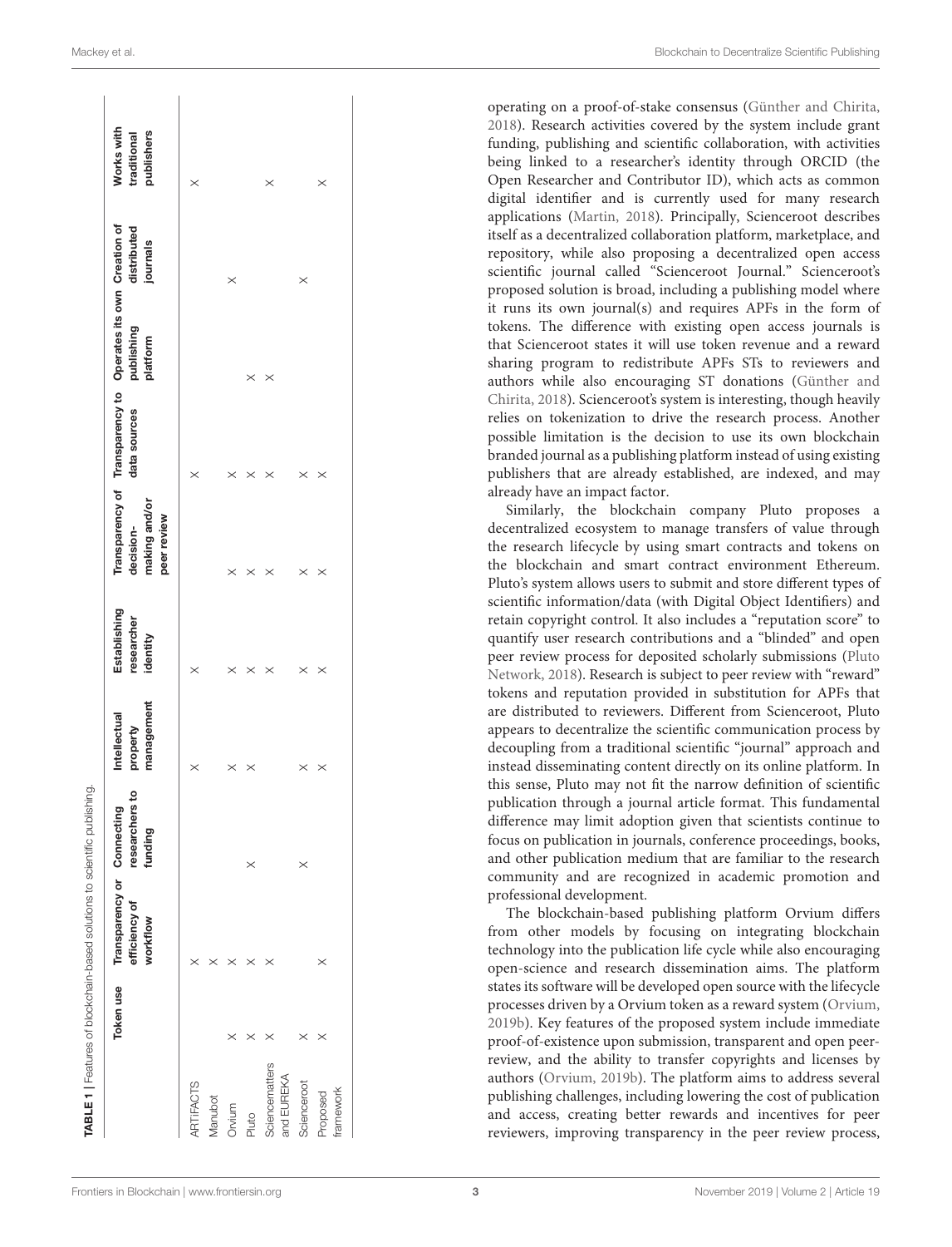**TABLE 1** | Features of blockchain-based solutions to scientific publishing.

| | Token use | Transparency or efficiency of workflow | Connecting researchers to funding | Intellectual property management | Establishing researcher identity | Transparency of decision-making and/or peer review | Transparency to data sources | Operates its own publishing platform | Creation of distributed journals | Works with traditional publishers |
|---|---|---|---|---|---|---|---|---|---|---|
| ARTIFACTS | | × | | × | × | | × | | | × |
| Manubot | | × | | | | | | | | |
| Orvium | × | × | | × | × | × | × | | × | |
| Pluto | × | × | × | × | × | × | × | × | | |
| Sciencematters and EUREKA | × | × | | | × | × | × | × | | × |
| Scienceroot | × | | × | × | × | × | × | | × | |
| Proposed framework | × | × | | × | × | × | × | | | × |

operating on a proof-of-stake consensus (Günther and Chirita, 2018). Research activities covered by the system include grant funding, publishing and scientific collaboration, with activities being linked to a researcher's identity through ORCID (the Open Researcher and Contributor ID), which acts as common digital identifier and is currently used for many research applications (Martin, 2018). Principally, Scienceroot describes itself as a decentralized collaboration platform, marketplace, and repository, while also proposing a decentralized open access scientific journal called "Scienceroot Journal." Scienceroot's proposed solution is broad, including a publishing model where it runs its own journal(s) and requires APFs in the form of tokens. The difference with existing open access journals is that Scienceroot states it will use token revenue and a reward sharing program to redistribute APFs STs to reviewers and authors while also encouraging ST donations (Günther and Chirita, 2018). Scienceroot's system is interesting, though heavily relies on tokenization to drive the research process. Another possible limitation is the decision to use its own blockchain branded journal as a publishing platform instead of using existing publishers that are already established, are indexed, and may already have an impact factor.

Similarly, the blockchain company Pluto proposes a decentralized ecosystem to manage transfers of value through the research lifecycle by using smart contracts and tokens on the blockchain and smart contract environment Ethereum. Pluto's system allows users to submit and store different types of scientific information/data (with Digital Object Identifiers) and retain copyright control. It also includes a "reputation score" to quantify user research contributions and a "blinded" and open peer review process for deposited scholarly submissions (Pluto Network, 2018). Research is subject to peer review with "reward" tokens and reputation provided in substitution for APFs that are distributed to reviewers. Different from Scienceroot, Pluto appears to decentralize the scientific communication process by decoupling from a traditional scientific "journal" approach and instead disseminating content directly on its online platform. In this sense, Pluto may not fit the narrow definition of scientific publication through a journal article format. This fundamental difference may limit adoption given that scientists continue to focus on publication in journals, conference proceedings, books, and other publication medium that are familiar to the research community and are recognized in academic promotion and professional development.

The blockchain-based publishing platform Orvium differs from other models by focusing on integrating blockchain technology into the publication life cycle while also encouraging open-science and research dissemination aims. The platform states its software will be developed open source with the lifecycle processes driven by a Orvium token as a reward system (Orvium, 2019b). Key features of the proposed system include immediate proof-of-existence upon submission, transparent and open peer-review, and the ability to transfer copyrights and licenses by authors (Orvium, 2019b). The platform aims to address several publishing challenges, including lowering the cost of publication and access, creating better rewards and incentives for peer reviewers, improving transparency in the peer review process,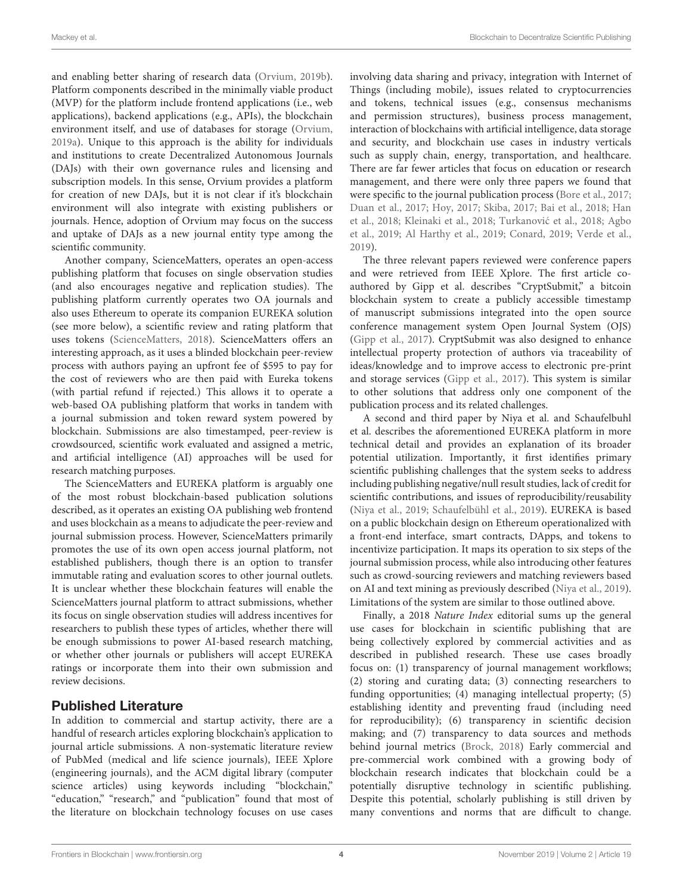and enabling better sharing of research data (Orvium, 2019b). Platform components described in the minimally viable product (MVP) for the platform include frontend applications (i.e., web applications), backend applications (e.g., APIs), the blockchain environment itself, and use of databases for storage (Orvium, 2019a). Unique to this approach is the ability for individuals and institutions to create Decentralized Autonomous Journals (DAJs) with their own governance rules and licensing and subscription models. In this sense, Orvium provides a platform for creation of new DAJs, but it is not clear if it's blockchain environment will also integrate with existing publishers or journals. Hence, adoption of Orvium may focus on the success and uptake of DAJs as a new journal entity type among the scientific community.

Another company, ScienceMatters, operates an open-access publishing platform that focuses on single observation studies (and also encourages negative and replication studies). The publishing platform currently operates two OA journals and also uses Ethereum to operate its companion EUREKA solution (see more below), a scientific review and rating platform that uses tokens (ScienceMatters, 2018). ScienceMatters offers an interesting approach, as it uses a blinded blockchain peer-review process with authors paying an upfront fee of $595 to pay for the cost of reviewers who are then paid with Eureka tokens (with partial refund if rejected.) This allows it to operate a web-based OA publishing platform that works in tandem with a journal submission and token reward system powered by blockchain. Submissions are also timestamped, peer-review is crowdsourced, scientific work evaluated and assigned a metric, and artificial intelligence (AI) approaches will be used for research matching purposes.

The ScienceMatters and EUREKA platform is arguably one of the most robust blockchain-based publication solutions described, as it operates an existing OA publishing web frontend and uses blockchain as a means to adjudicate the peer-review and journal submission process. However, ScienceMatters primarily promotes the use of its own open access journal platform, not established publishers, though there is an option to transfer immutable rating and evaluation scores to other journal outlets. It is unclear whether these blockchain features will enable the ScienceMatters journal platform to attract submissions, whether its focus on single observation studies will address incentives for researchers to publish these types of articles, whether there will be enough submissions to power AI-based research matching, or whether other journals or publishers will accept EUREKA ratings or incorporate them into their own submission and review decisions.

## Published Literature

In addition to commercial and startup activity, there are a handful of research articles exploring blockchain's application to journal article submissions. A non-systematic literature review of PubMed (medical and life science journals), IEEE Xplore (engineering journals), and the ACM digital library (computer science articles) using keywords including "blockchain," "education," "research," and "publication" found that most of the literature on blockchain technology focuses on use cases involving data sharing and privacy, integration with Internet of Things (including mobile), issues related to cryptocurrencies and tokens, technical issues (e.g., consensus mechanisms and permission structures), business process management, interaction of blockchains with artificial intelligence, data storage and security, and blockchain use cases in industry verticals such as supply chain, energy, transportation, and healthcare. There are far fewer articles that focus on education or research management, and there were only three papers we found that were specific to the journal publication process (Bore et al., 2017; Duan et al., 2017; Hoy, 2017; Skiba, 2017; Bai et al., 2018; Han et al., 2018; Kleinaki et al., 2018; Turkanović et al., 2018; Agbo et al., 2019; Al Harthy et al., 2019; Conard, 2019; Verde et al., 2019).

The three relevant papers reviewed were conference papers and were retrieved from IEEE Xplore. The first article co-authored by Gipp et al. describes "CryptSubmit," a bitcoin blockchain system to create a publicly accessible timestamp of manuscript submissions integrated into the open source conference management system Open Journal System (OJS) (Gipp et al., 2017). CryptSubmit was also designed to enhance intellectual property protection of authors via traceability of ideas/knowledge and to improve access to electronic pre-print and storage services (Gipp et al., 2017). This system is similar to other solutions that address only one component of the publication process and its related challenges.

A second and third paper by Niya et al. and Schaufelbuhl et al. describes the aforementioned EUREKA platform in more technical detail and provides an explanation of its broader potential utilization. Importantly, it first identifies primary scientific publishing challenges that the system seeks to address including publishing negative/null result studies, lack of credit for scientific contributions, and issues of reproducibility/reusability (Niya et al., 2019; Schaufelbühl et al., 2019). EUREKA is based on a public blockchain design on Ethereum operationalized with a front-end interface, smart contracts, DApps, and tokens to incentivize participation. It maps its operation to six steps of the journal submission process, while also introducing other features such as crowd-sourcing reviewers and matching reviewers based on AI and text mining as previously described (Niya et al., 2019). Limitations of the system are similar to those outlined above.

Finally, a 2018 *Nature Index* editorial sums up the general use cases for blockchain in scientific publishing that are being collectively explored by commercial activities and as described in published research. These use cases broadly focus on: (1) transparency of journal management workflows; (2) storing and curating data; (3) connecting researchers to funding opportunities; (4) managing intellectual property; (5) establishing identity and preventing fraud (including need for reproducibility); (6) transparency in scientific decision making; and (7) transparency to data sources and methods behind journal metrics (Brock, 2018) Early commercial and pre-commercial work combined with a growing body of blockchain research indicates that blockchain could be a potentially disruptive technology in scientific publishing. Despite this potential, scholarly publishing is still driven by many conventions and norms that are difficult to change.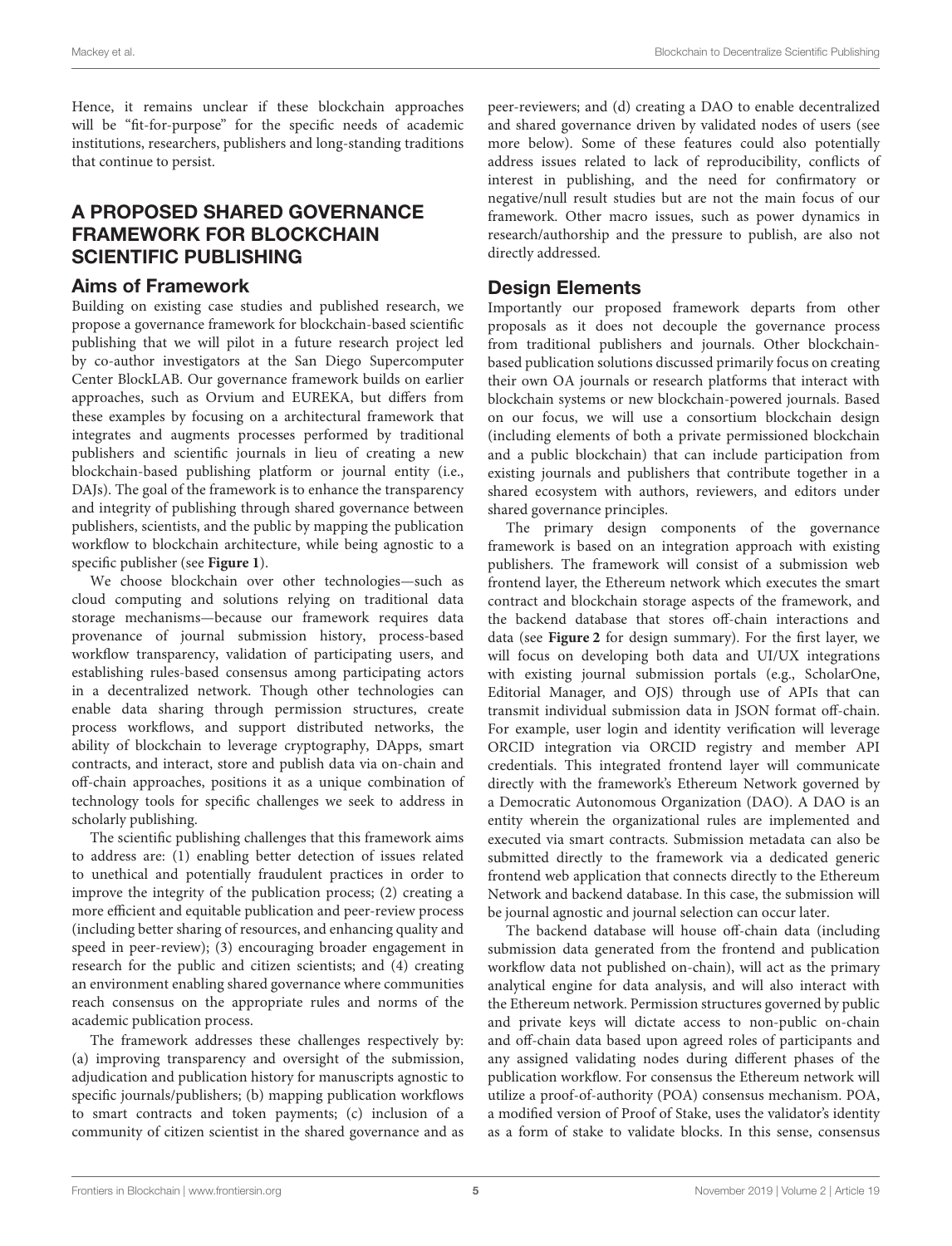Hence, it remains unclear if these blockchain approaches will be "fit-for-purpose" for the specific needs of academic institutions, researchers, publishers and long-standing traditions that continue to persist.

## A PROPOSED SHARED GOVERNANCE FRAMEWORK FOR BLOCKCHAIN SCIENTIFIC PUBLISHING

### Aims of Framework

Building on existing case studies and published research, we propose a governance framework for blockchain-based scientific publishing that we will pilot in a future research project led by co-author investigators at the San Diego Supercomputer Center BlockLAB. Our governance framework builds on earlier approaches, such as Orvium and EUREKA, but differs from these examples by focusing on a architectural framework that integrates and augments processes performed by traditional publishers and scientific journals in lieu of creating a new blockchain-based publishing platform or journal entity (i.e., DAJs). The goal of the framework is to enhance the transparency and integrity of publishing through shared governance between publishers, scientists, and the public by mapping the publication workflow to blockchain architecture, while being agnostic to a specific publisher (see **Figure 1**).

We choose blockchain over other technologies—such as cloud computing and solutions relying on traditional data storage mechanisms—because our framework requires data provenance of journal submission history, process-based workflow transparency, validation of participating users, and establishing rules-based consensus among participating actors in a decentralized network. Though other technologies can enable data sharing through permission structures, create process workflows, and support distributed networks, the ability of blockchain to leverage cryptography, DApps, smart contracts, and interact, store and publish data via on-chain and off-chain approaches, positions it as a unique combination of technology tools for specific challenges we seek to address in scholarly publishing.

The scientific publishing challenges that this framework aims to address are: (1) enabling better detection of issues related to unethical and potentially fraudulent practices in order to improve the integrity of the publication process; (2) creating a more efficient and equitable publication and peer-review process (including better sharing of resources, and enhancing quality and speed in peer-review); (3) encouraging broader engagement in research for the public and citizen scientists; and (4) creating an environment enabling shared governance where communities reach consensus on the appropriate rules and norms of the academic publication process.

The framework addresses these challenges respectively by: (a) improving transparency and oversight of the submission, adjudication and publication history for manuscripts agnostic to specific journals/publishers; (b) mapping publication workflows to smart contracts and token payments; (c) inclusion of a community of citizen scientist in the shared governance and as peer-reviewers; and (d) creating a DAO to enable decentralized and shared governance driven by validated nodes of users (see more below). Some of these features could also potentially address issues related to lack of reproducibility, conflicts of interest in publishing, and the need for confirmatory or negative/null result studies but are not the main focus of our framework. Other macro issues, such as power dynamics in research/authorship and the pressure to publish, are also not directly addressed.

### Design Elements

Importantly our proposed framework departs from other proposals as it does not decouple the governance process from traditional publishers and journals. Other blockchain-based publication solutions discussed primarily focus on creating their own OA journals or research platforms that interact with blockchain systems or new blockchain-powered journals. Based on our focus, we will use a consortium blockchain design (including elements of both a private permissioned blockchain and a public blockchain) that can include participation from existing journals and publishers that contribute together in a shared ecosystem with authors, reviewers, and editors under shared governance principles.

The primary design components of the governance framework is based on an integration approach with existing publishers. The framework will consist of a submission web frontend layer, the Ethereum network which executes the smart contract and blockchain storage aspects of the framework, and the backend database that stores off-chain interactions and data (see **Figure 2** for design summary). For the first layer, we will focus on developing both data and UI/UX integrations with existing journal submission portals (e.g., ScholarOne, Editorial Manager, and OJS) through use of APIs that can transmit individual submission data in JSON format off-chain. For example, user login and identity verification will leverage ORCID integration via ORCID registry and member API credentials. This integrated frontend layer will communicate directly with the framework's Ethereum Network governed by a Democratic Autonomous Organization (DAO). A DAO is an entity wherein the organizational rules are implemented and executed via smart contracts. Submission metadata can also be submitted directly to the framework via a dedicated generic frontend web application that connects directly to the Ethereum Network and backend database. In this case, the submission will be journal agnostic and journal selection can occur later.

The backend database will house off-chain data (including submission data generated from the frontend and publication workflow data not published on-chain), will act as the primary analytical engine for data analysis, and will also interact with the Ethereum network. Permission structures governed by public and private keys will dictate access to non-public on-chain and off-chain data based upon agreed roles of participants and any assigned validating nodes during different phases of the publication workflow. For consensus the Ethereum network will utilize a proof-of-authority (POA) consensus mechanism. POA, a modified version of Proof of Stake, uses the validator's identity as a form of stake to validate blocks. In this sense, consensus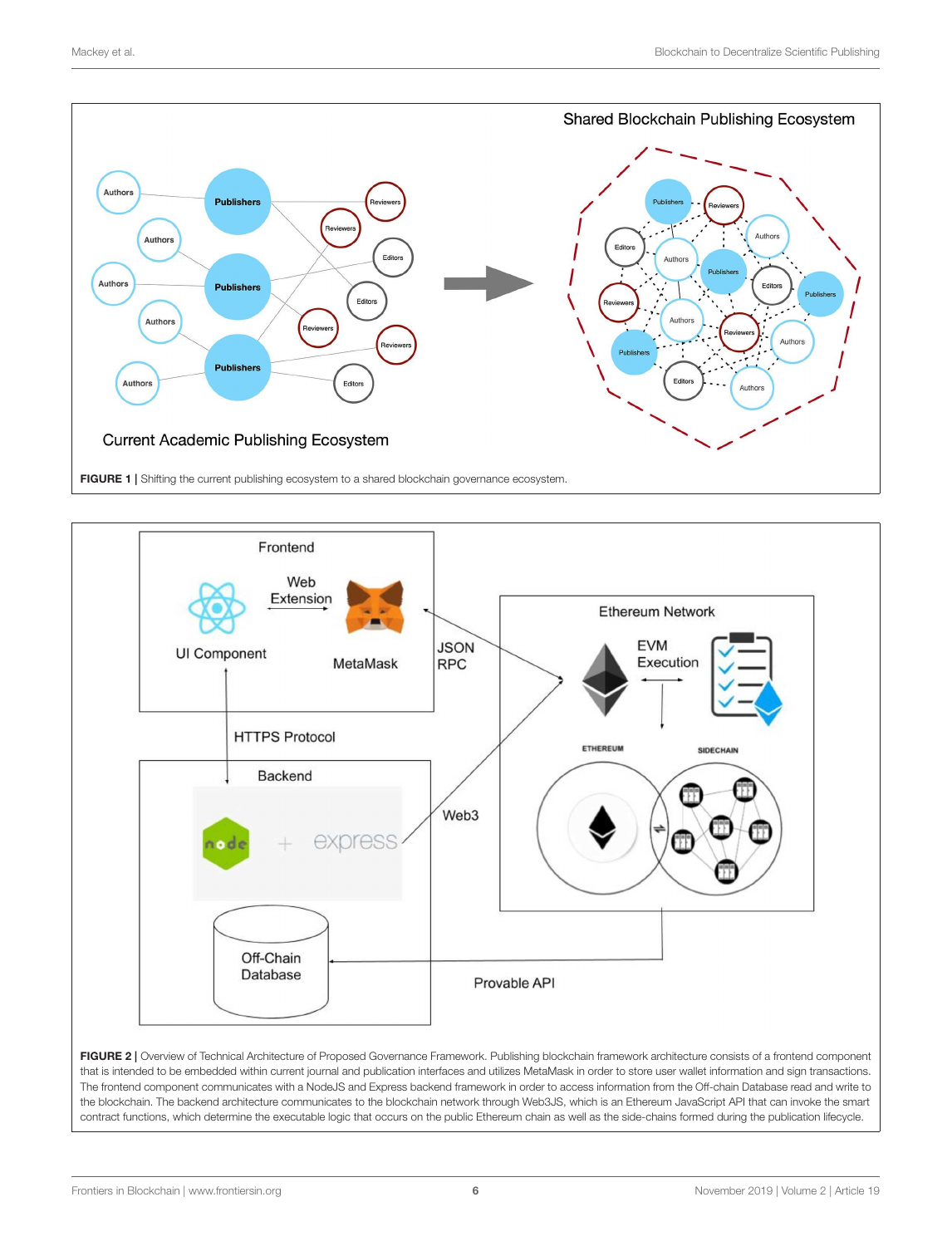**FIGURE 1 |** Shifting the current publishing ecosystem to a shared blockchain governance ecosystem.

**FIGURE 2 |** Overview of Technical Architecture of Proposed Governance Framework. Publishing blockchain framework architecture consists of a frontend component that is intended to be embedded within current journal and publication interfaces and utilizes MetaMask in order to store user wallet information and sign transactions. The frontend component communicates with a NodeJS and Express backend framework in order to access information from the Off-chain Database read and write to the blockchain. The backend architecture communicates to the blockchain network through Web3JS, which is an Ethereum JavaScript API that can invoke the smart contract functions, which determine the executable logic that occurs on the public Ethereum chain as well as the side-chains formed during the publication lifecycle.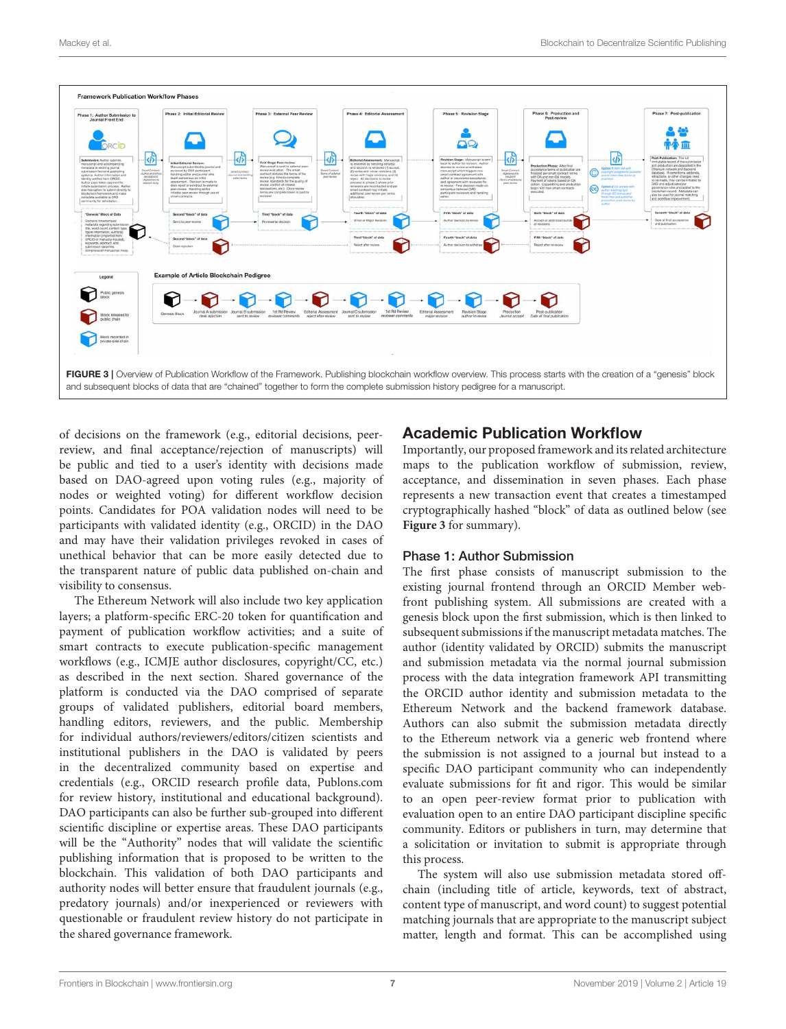**FIGURE 3 |** Overview of Publication Workflow of the Framework. Publishing blockchain workflow overview. This process starts with the creation of a "genesis" block and subsequent blocks of data that are "chained" together to form the complete submission history pedigree for a manuscript.

of decisions on the framework (e.g., editorial decisions, peer-review, and final acceptance/rejection of manuscripts) will be public and tied to a user's identity with decisions made based on DAO-agreed upon voting rules (e.g., majority of nodes or weighted voting) for different workflow decision points. Candidates for POA validation nodes will need to be participants with validated identity (e.g., ORCID) in the DAO and may have their validation privileges revoked in cases of unethical behavior that can be more easily detected due to the transparent nature of public data published on-chain and visibility to consensus.

The Ethereum Network will also include two key application layers; a platform-specific ERC-20 token for quantification and payment of publication workflow activities; and a suite of smart contracts to execute publication-specific management workflows (e.g., ICMJE author disclosures, copyright/CC, etc.) as described in the next section. Shared governance of the platform is conducted via the DAO comprised of separate groups of validated publishers, editorial board members, handling editors, reviewers, and the public. Membership for individual authors/reviewers/editors/citizen scientists and institutional publishers in the DAO is validated by peers in the decentralized community based on expertise and credentials (e.g., ORCID research profile data, Publons.com for review history, institutional and educational background). DAO participants can also be further sub-grouped into different scientific discipline or expertise areas. These DAO participants will be the "Authority" nodes that will validate the scientific publishing information that is proposed to be written to the blockchain. This validation of both DAO participants and authority nodes will better ensure that fraudulent journals (e.g., predatory journals) and/or inexperienced or reviewers with questionable or fraudulent review history do not participate in the shared governance framework.

## Academic Publication Workflow

Importantly, our proposed framework and its related architecture maps to the publication workflow of submission, review, acceptance, and dissemination in seven phases. Each phase represents a new transaction event that creates a timestamped cryptographically hashed "block" of data as outlined below (see **Figure 3** for summary).

### Phase 1: Author Submission

The first phase consists of manuscript submission to the existing journal frontend through an ORCID Member web-front publishing system. All submissions are created with a genesis block upon the first submission, which is then linked to subsequent submissions if the manuscript metadata matches. The author (identity validated by ORCID) submits the manuscript and submission metadata via the normal journal submission process with the data integration framework API transmitting the ORCID author identity and submission metadata to the Ethereum Network and the backend framework database. Authors can also submit the submission metadata directly to the Ethereum network via a generic web frontend where the submission is not assigned to a journal but instead to a specific DAO participant community who can independently evaluate submissions for fit and rigor. This would be similar to an open peer-review format prior to publication with evaluation open to an entire DAO participant discipline specific community. Editors or publishers in turn, may determine that a solicitation or invitation to submit is appropriate through this process.

The system will also use submission metadata stored off-chain (including title of article, keywords, text of abstract, content type of manuscript, and word count) to suggest potential matching journals that are appropriate to the manuscript subject matter, length and format. This can be accomplished using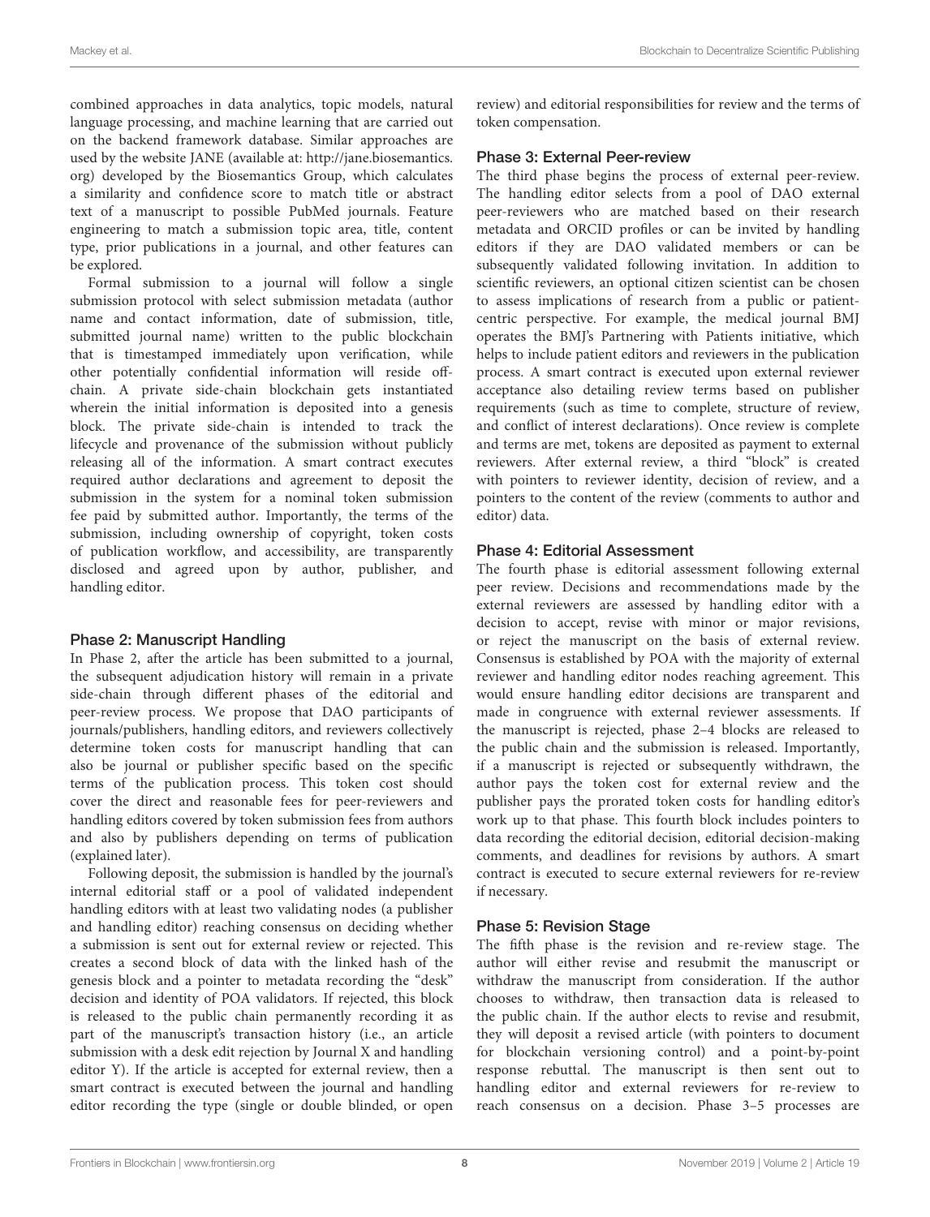combined approaches in data analytics, topic models, natural language processing, and machine learning that are carried out on the backend framework database. Similar approaches are used by the website JANE (available at: http://jane.biosemantics.org) developed by the Biosemantics Group, which calculates a similarity and confidence score to match title or abstract text of a manuscript to possible PubMed journals. Feature engineering to match a submission topic area, title, content type, prior publications in a journal, and other features can be explored.

Formal submission to a journal will follow a single submission protocol with select submission metadata (author name and contact information, date of submission, title, submitted journal name) written to the public blockchain that is timestamped immediately upon verification, while other potentially confidential information will reside off-chain. A private side-chain blockchain gets instantiated wherein the initial information is deposited into a genesis block. The private side-chain is intended to track the lifecycle and provenance of the submission without publicly releasing all of the information. A smart contract executes required author declarations and agreement to deposit the submission in the system for a nominal token submission fee paid by submitted author. Importantly, the terms of the submission, including ownership of copyright, token costs of publication workflow, and accessibility, are transparently disclosed and agreed upon by author, publisher, and handling editor.

### Phase 2: Manuscript Handling

In Phase 2, after the article has been submitted to a journal, the subsequent adjudication history will remain in a private side-chain through different phases of the editorial and peer-review process. We propose that DAO participants of journals/publishers, handling editors, and reviewers collectively determine token costs for manuscript handling that can also be journal or publisher specific based on the specific terms of the publication process. This token cost should cover the direct and reasonable fees for peer-reviewers and handling editors covered by token submission fees from authors and also by publishers depending on terms of publication (explained later).

Following deposit, the submission is handled by the journal's internal editorial staff or a pool of validated independent handling editors with at least two validating nodes (a publisher and handling editor) reaching consensus on deciding whether a submission is sent out for external review or rejected. This creates a second block of data with the linked hash of the genesis block and a pointer to metadata recording the "desk" decision and identity of POA validators. If rejected, this block is released to the public chain permanently recording it as part of the manuscript's transaction history (i.e., an article submission with a desk edit rejection by Journal X and handling editor Y). If the article is accepted for external review, then a smart contract is executed between the journal and handling editor recording the type (single or double blinded, or open review) and editorial responsibilities for review and the terms of token compensation.

### Phase 3: External Peer-review

The third phase begins the process of external peer-review. The handling editor selects from a pool of DAO external peer-reviewers who are matched based on their research metadata and ORCID profiles or can be invited by handling editors if they are DAO validated members or can be subsequently validated following invitation. In addition to scientific reviewers, an optional citizen scientist can be chosen to assess implications of research from a public or patient-centric perspective. For example, the medical journal BMJ operates the BMJ's Partnering with Patients initiative, which helps to include patient editors and reviewers in the publication process. A smart contract is executed upon external reviewer acceptance also detailing review terms based on publisher requirements (such as time to complete, structure of review, and conflict of interest declarations). Once review is complete and terms are met, tokens are deposited as payment to external reviewers. After external review, a third "block" is created with pointers to reviewer identity, decision of review, and a pointers to the content of the review (comments to author and editor) data.

### Phase 4: Editorial Assessment

The fourth phase is editorial assessment following external peer review. Decisions and recommendations made by the external reviewers are assessed by handling editor with a decision to accept, revise with minor or major revisions, or reject the manuscript on the basis of external review. Consensus is established by POA with the majority of external reviewer and handling editor nodes reaching agreement. This would ensure handling editor decisions are transparent and made in congruence with external reviewer assessments. If the manuscript is rejected, phase 2–4 blocks are released to the public chain and the submission is released. Importantly, if a manuscript is rejected or subsequently withdrawn, the author pays the token cost for external review and the publisher pays the prorated token costs for handling editor's work up to that phase. This fourth block includes pointers to data recording the editorial decision, editorial decision-making comments, and deadlines for revisions by authors. A smart contract is executed to secure external reviewers for re-review if necessary.

### Phase 5: Revision Stage

The fifth phase is the revision and re-review stage. The author will either revise and resubmit the manuscript or withdraw the manuscript from consideration. If the author chooses to withdraw, then transaction data is released to the public chain. If the author elects to revise and resubmit, they will deposit a revised article (with pointers to document for blockchain versioning control) and a point-by-point response rebuttal. The manuscript is then sent out to handling editor and external reviewers for re-review to reach consensus on a decision. Phase 3–5 processes are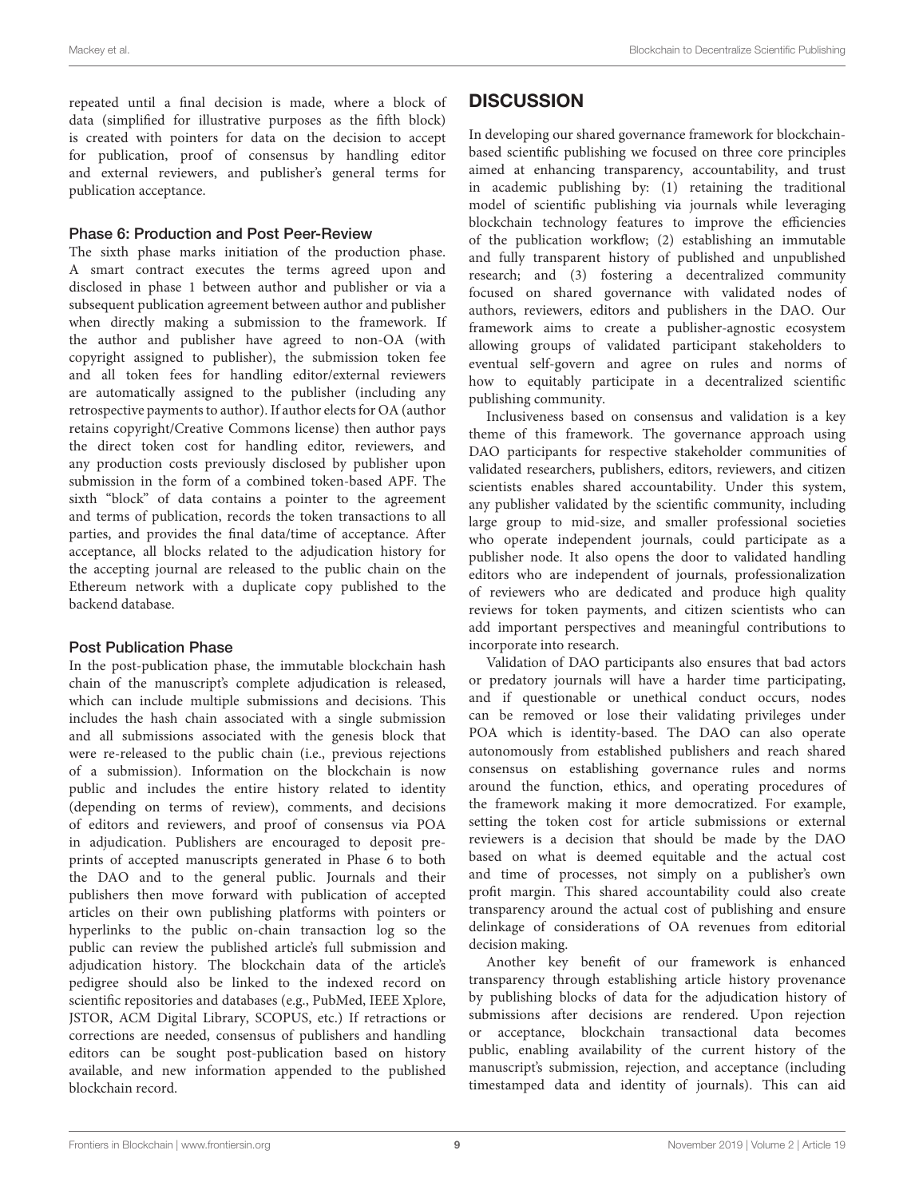repeated until a final decision is made, where a block of data (simplified for illustrative purposes as the fifth block) is created with pointers for data on the decision to accept for publication, proof of consensus by handling editor and external reviewers, and publisher's general terms for publication acceptance.

### Phase 6: Production and Post Peer-Review

The sixth phase marks initiation of the production phase. A smart contract executes the terms agreed upon and disclosed in phase 1 between author and publisher or via a subsequent publication agreement between author and publisher when directly making a submission to the framework. If the author and publisher have agreed to non-OA (with copyright assigned to publisher), the submission token fee and all token fees for handling editor/external reviewers are automatically assigned to the publisher (including any retrospective payments to author). If author elects for OA (author retains copyright/Creative Commons license) then author pays the direct token cost for handling editor, reviewers, and any production costs previously disclosed by publisher upon submission in the form of a combined token-based APF. The sixth "block" of data contains a pointer to the agreement and terms of publication, records the token transactions to all parties, and provides the final data/time of acceptance. After acceptance, all blocks related to the adjudication history for the accepting journal are released to the public chain on the Ethereum network with a duplicate copy published to the backend database.

### Post Publication Phase

In the post-publication phase, the immutable blockchain hash chain of the manuscript's complete adjudication is released, which can include multiple submissions and decisions. This includes the hash chain associated with a single submission and all submissions associated with the genesis block that were re-released to the public chain (i.e., previous rejections of a submission). Information on the blockchain is now public and includes the entire history related to identity (depending on terms of review), comments, and decisions of editors and reviewers, and proof of consensus via POA in adjudication. Publishers are encouraged to deposit pre-prints of accepted manuscripts generated in Phase 6 to both the DAO and to the general public. Journals and their publishers then move forward with publication of accepted articles on their own publishing platforms with pointers or hyperlinks to the public on-chain transaction log so the public can review the published article's full submission and adjudication history. The blockchain data of the article's pedigree should also be linked to the indexed record on scientific repositories and databases (e.g., PubMed, IEEE Xplore, JSTOR, ACM Digital Library, SCOPUS, etc.) If retractions or corrections are needed, consensus of publishers and handling editors can be sought post-publication based on history available, and new information appended to the published blockchain record.

## DISCUSSION

In developing our shared governance framework for blockchain-based scientific publishing we focused on three core principles aimed at enhancing transparency, accountability, and trust in academic publishing by: (1) retaining the traditional model of scientific publishing via journals while leveraging blockchain technology features to improve the efficiencies of the publication workflow; (2) establishing an immutable and fully transparent history of published and unpublished research; and (3) fostering a decentralized community focused on shared governance with validated nodes of authors, reviewers, editors and publishers in the DAO. Our framework aims to create a publisher-agnostic ecosystem allowing groups of validated participant stakeholders to eventual self-govern and agree on rules and norms of how to equitably participate in a decentralized scientific publishing community.

Inclusiveness based on consensus and validation is a key theme of this framework. The governance approach using DAO participants for respective stakeholder communities of validated researchers, publishers, editors, reviewers, and citizen scientists enables shared accountability. Under this system, any publisher validated by the scientific community, including large group to mid-size, and smaller professional societies who operate independent journals, could participate as a publisher node. It also opens the door to validated handling editors who are independent of journals, professionalization of reviewers who are dedicated and produce high quality reviews for token payments, and citizen scientists who can add important perspectives and meaningful contributions to incorporate into research.

Validation of DAO participants also ensures that bad actors or predatory journals will have a harder time participating, and if questionable or unethical conduct occurs, nodes can be removed or lose their validating privileges under POA which is identity-based. The DAO can also operate autonomously from established publishers and reach shared consensus on establishing governance rules and norms around the function, ethics, and operating procedures of the framework making it more democratized. For example, setting the token cost for article submissions or external reviewers is a decision that should be made by the DAO based on what is deemed equitable and the actual cost and time of processes, not simply on a publisher's own profit margin. This shared accountability could also create transparency around the actual cost of publishing and ensure delinkage of considerations of OA revenues from editorial decision making.

Another key benefit of our framework is enhanced transparency through establishing article history provenance by publishing blocks of data for the adjudication history of submissions after decisions are rendered. Upon rejection or acceptance, blockchain transactional data becomes public, enabling availability of the current history of the manuscript's submission, rejection, and acceptance (including timestamped data and identity of journals). This can aid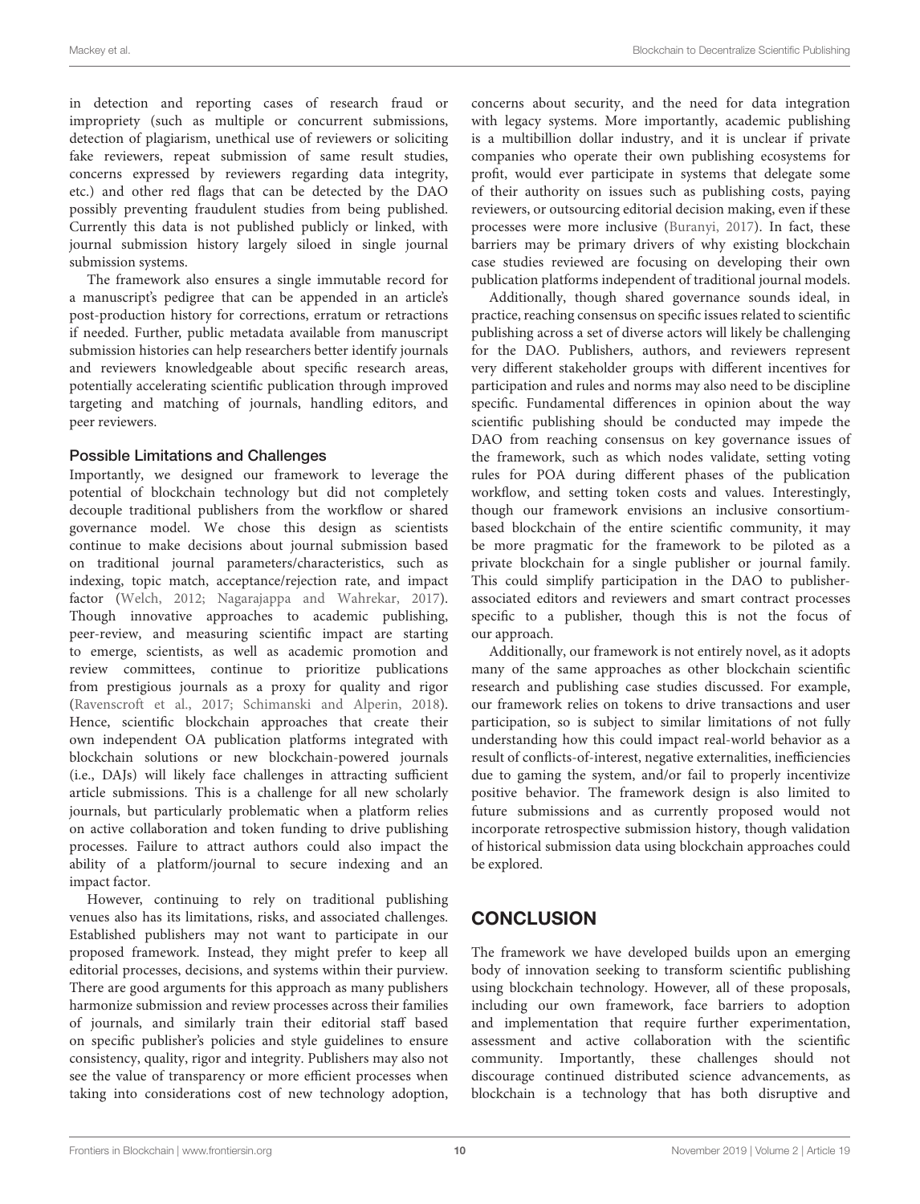in detection and reporting cases of research fraud or impropriety (such as multiple or concurrent submissions, detection of plagiarism, unethical use of reviewers or soliciting fake reviewers, repeat submission of same result studies, concerns expressed by reviewers regarding data integrity, etc.) and other red flags that can be detected by the DAO possibly preventing fraudulent studies from being published. Currently this data is not published publicly or linked, with journal submission history largely siloed in single journal submission systems.

The framework also ensures a single immutable record for a manuscript's pedigree that can be appended in an article's post-production history for corrections, erratum or retractions if needed. Further, public metadata available from manuscript submission histories can help researchers better identify journals and reviewers knowledgeable about specific research areas, potentially accelerating scientific publication through improved targeting and matching of journals, handling editors, and peer reviewers.

### Possible Limitations and Challenges

Importantly, we designed our framework to leverage the potential of blockchain technology but did not completely decouple traditional publishers from the workflow or shared governance model. We chose this design as scientists continue to make decisions about journal submission based on traditional journal parameters/characteristics, such as indexing, topic match, acceptance/rejection rate, and impact factor (Welch, 2012; Nagarajappa and Wahrekar, 2017). Though innovative approaches to academic publishing, peer-review, and measuring scientific impact are starting to emerge, scientists, as well as academic promotion and review committees, continue to prioritize publications from prestigious journals as a proxy for quality and rigor (Ravenscroft et al., 2017; Schimanski and Alperin, 2018). Hence, scientific blockchain approaches that create their own independent OA publication platforms integrated with blockchain solutions or new blockchain-powered journals (i.e., DAJs) will likely face challenges in attracting sufficient article submissions. This is a challenge for all new scholarly journals, but particularly problematic when a platform relies on active collaboration and token funding to drive publishing processes. Failure to attract authors could also impact the ability of a platform/journal to secure indexing and an impact factor.

However, continuing to rely on traditional publishing venues also has its limitations, risks, and associated challenges. Established publishers may not want to participate in our proposed framework. Instead, they might prefer to keep all editorial processes, decisions, and systems within their purview. There are good arguments for this approach as many publishers harmonize submission and review processes across their families of journals, and similarly train their editorial staff based on specific publisher's policies and style guidelines to ensure consistency, quality, rigor and integrity. Publishers may also not see the value of transparency or more efficient processes when taking into considerations cost of new technology adoption, concerns about security, and the need for data integration with legacy systems. More importantly, academic publishing is a multibillion dollar industry, and it is unclear if private companies who operate their own publishing ecosystems for profit, would ever participate in systems that delegate some of their authority on issues such as publishing costs, paying reviewers, or outsourcing editorial decision making, even if these processes were more inclusive (Buranyi, 2017). In fact, these barriers may be primary drivers of why existing blockchain case studies reviewed are focusing on developing their own publication platforms independent of traditional journal models.

Additionally, though shared governance sounds ideal, in practice, reaching consensus on specific issues related to scientific publishing across a set of diverse actors will likely be challenging for the DAO. Publishers, authors, and reviewers represent very different stakeholder groups with different incentives for participation and rules and norms may also need to be discipline specific. Fundamental differences in opinion about the way scientific publishing should be conducted may impede the DAO from reaching consensus on key governance issues of the framework, such as which nodes validate, setting voting rules for POA during different phases of the publication workflow, and setting token costs and values. Interestingly, though our framework envisions an inclusive consortium-based blockchain of the entire scientific community, it may be more pragmatic for the framework to be piloted as a private blockchain for a single publisher or journal family. This could simplify participation in the DAO to publisher-associated editors and reviewers and smart contract processes specific to a publisher, though this is not the focus of our approach.

Additionally, our framework is not entirely novel, as it adopts many of the same approaches as other blockchain scientific research and publishing case studies discussed. For example, our framework relies on tokens to drive transactions and user participation, so is subject to similar limitations of not fully understanding how this could impact real-world behavior as a result of conflicts-of-interest, negative externalities, inefficiencies due to gaming the system, and/or fail to properly incentivize positive behavior. The framework design is also limited to future submissions and as currently proposed would not incorporate retrospective submission history, though validation of historical submission data using blockchain approaches could be explored.

## CONCLUSION

The framework we have developed builds upon an emerging body of innovation seeking to transform scientific publishing using blockchain technology. However, all of these proposals, including our own framework, face barriers to adoption and implementation that require further experimentation, assessment and active collaboration with the scientific community. Importantly, these challenges should not discourage continued distributed science advancements, as blockchain is a technology that has both disruptive and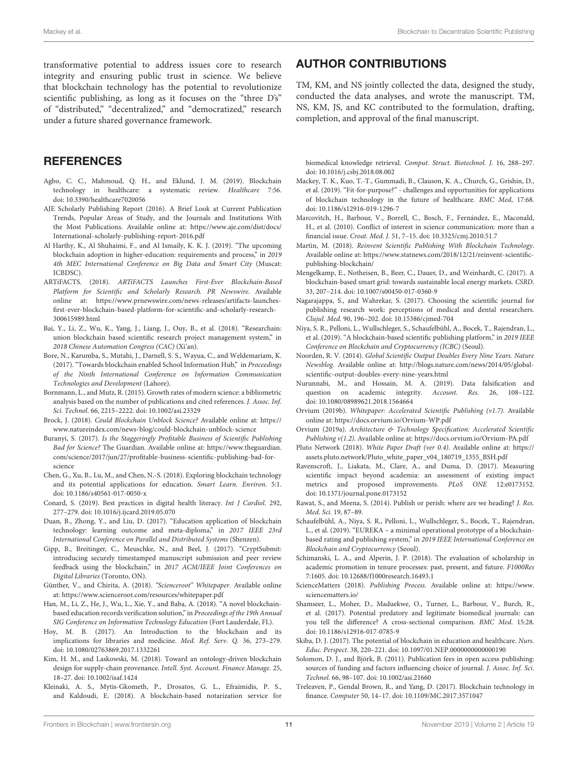transformative potential to address issues core to research integrity and ensuring public trust in science. We believe that blockchain technology has the potential to revolutionize scientific publishing, as long as it focuses on the "three D's" of "distributed," "decentralized," and "democratized," research under a future shared governance framework.

## AUTHOR CONTRIBUTIONS

TM, KM, and NS jointly collected the data, designed the study, conducted the data analyses, and wrote the manuscript. TM, NS, KM, JS, and KC contributed to the formulation, drafting, completion, and approval of the final manuscript.

## REFERENCES

Agbo, C. C., Mahmoud, Q. H., and Eklund, J. M. (2019). Blockchain technology in healthcare: a systematic review. *Healthcare* 7:56. doi: 10.3390/healthcare7020056

AJE Scholarly Publishing Report (2016). A Brief Look at Current Publication Trends, Popular Areas of Study, and the Journals and Institutions With the Most Publications. Available online at: https://www.aje.com/dist/docs/International-scholarly-publishing-report-2016.pdf

Al Harthy, K., Al Shuhaimi, F., and Al Ismaily, K. K. J. (2019). "The upcoming blockchain adoption in higher-education: requirements and process," in *2019 4th MEC International Conference on Big Data and Smart City* (Muscat: ICBDSC).

ARTiFACTS. (2018). *ARTiFACTS Launches First-Ever Blockchain-Based Platform for Scientific and Scholarly Research. PR Newswire*. Available online at: https://www.prnewswire.com/news-releases/artifacts-launches-first-ever-blockchain-based-platform-for-scientific-and-scholarly-research-300615989.html

Bai, Y., Li, Z., Wu, K., Yang, J., Liang, J., Ouy, B., et al. (2018). "Researchain: union blockchain based scientific research project management system," in *2018 Chinese Automation Congress (CAC)* (Xi'an).

Bore, N., Karumba, S., Mutahi, J., Darnell, S. S., Wayua, C., and Weldemariam, K. (2017). "Towards blockchain enabled School Information Hub," in *Proceedings of the Ninth International Conference on Information Communication Technologies and Development* (Lahore).

Bornmann, L., and Mutz, R. (2015). Growth rates of modern science: a bibliometric analysis based on the number of publications and cited references. *J. Assoc. Inf. Sci. Technol*. 66, 2215–2222. doi: 10.1002/asi.23329

Brock, J. (2018). *Could Blockchain Unblock Science?* Available online at: https://www.natureindex.com/news-blog/could-blockchain-unblock-science

Buranyi, S. (2017). *Is the Staggeringly Profitable Business of Scientific Publishing Bad for Science?* The Guardian. Available online at: https://www.theguardian.com/science/2017/jun/27/profitable-business-scientific-publishing-bad-for-science

Chen, G., Xu, B., Lu, M., and Chen, N.-S. (2018). Exploring blockchain technology and its potential applications for education. *Smart Learn. Environ.* 5:1. doi: 10.1186/s40561-017-0050-x

Conard, S. (2019). Best practices in digital health literacy. *Int J Cardiol*. 292, 277–279. doi: 10.1016/j.ijcard.2019.05.070

Duan, B., Zhong, Y., and Liu, D. (2017). "Education application of blockchain technology: learning outcome and meta-diploma," in *2017 IEEE 23rd International Conference on Parallel and Distributed Systems* (Shenzen).

Gipp, B., Breitinger, C., Meuschke, N., and Beel, J. (2017). "CryptSubmit: introducing securely timestamped manuscript submission and peer review feedback using the blockchain," in *2017 ACM/IEEE Joint Conferences on Digital Libraries* (Toronto, ON).

Günther, V., and Chirita, A. (2018). *"Scienceroot" Whitepaper*. Available online at: https://www.scienceroot.com/resources/whitepaper.pdf

Han, M., Li, Z., He, J., Wu, L., Xie, Y., and Baba, A. (2018). "A novel blockchain-based education records verification solution," in *Proceedings of the 19th Annual SIG Conference on Information Technology Education* (Fort Lauderdale, FL).

Hoy, M. B. (2017). An Introduction to the blockchain and its implications for libraries and medicine. *Med. Ref. Serv. Q.* 36, 273–279. doi: 10.1080/02763869.2017.1332261

Kim, H. M., and Laskowski, M. (2018). Toward an ontology-driven blockchain design for supply-chain provenance. *Intell. Syst. Account. Finance Manage.* 25, 18–27. doi: 10.1002/isaf.1424

Kleinaki, A. S., Mytis-Gkometh, P., Drosatos, G. L., Efraimidis, P. S., and Kaldoudi, E. (2018). A blockchain-based notarization service for biomedical knowledge retrieval. *Comput. Struct. Biotechnol. J.* 16, 288–297. doi: 10.1016/j.csbj.2018.08.002

Mackey, T. K., Kuo, T.-T., Gummadi, B., Clauson, K. A., Church, G., Grishin, D., et al. (2019). "Fit-for-purpose?" - challenges and opportunities for applications of blockchain technology in the future of healthcare. *BMC Med*, 17:68. doi: 10.1186/s12916-019-1296-7

Marcovitch, H., Barbour, V., Borrell, C., Bosch, F., Fernández, E., Maconald, H., et al. (2010). Conflict of interest in science communication: more than a financial issue. *Croat. Med. J.* 51, 7–15. doi: 10.3325/cmj.2010.51.7

Martin, M. (2018). *Reinvent Scientific Publishing With Blockchain Technology*. Available online at: https://www.statnews.com/2018/12/21/reinvent-scientific-publishing-blockchain/

Mengelkamp, E., Notheisen, B., Beer, C., Dauer, D., and Weinhardt, C. (2017). A blockchain-based smart grid: towards sustainable local energy markets. *CSRD*. 33, 207–214. doi: 10.1007/s00450-017-0360-9

Nagarajappa, S., and Wahrekar, S. (2017). Choosing the scientific journal for publishing research work: perceptions of medical and dental researchers. *Clujul. Med*. 90, 196–202. doi: 10.15386/cjmed-704

Niya, S. R., Pelloni, L., Wullschleger, S., Schaufelbühl, A., Bocek, T., Rajendran, L., et al. (2019). "A blockchain-based scientific publishing platform," in *2019 IEEE Conference on Blockchain and Cryptocurrency (ICBC)* (Seoul).

Noorden, R. V. (2014). *Global Scientific Output Doubles Every Nine Years. Nature Newsblog*. Available online at: http://blogs.nature.com/news/2014/05/global-scientific-output-doubles-every-nine-years.html

Nurunnabi, M., and Hossain, M. A. (2019). Data falsification and question on academic integrity. *Account. Res*. 26, 108–122. doi: 10.1080/08989621.2018.1564664

Orvium (2019b). *Whitepaper: Accelerated Scientific Publishing (v1.7)*. Available online at: https://docs.orvium.io/Orvium-WP.pdf

Orvium (2019a). *Architecture & Technology Specification: Accelerated Scientific Publishing v(1.2)*. Available online at: https://docs.orvium.io/Orvium-PA.pdf

Pluto Network (2018). *White Paper Draft (ver 0.4)*. Available online at: https://assets.pluto.network/Pluto_white_paper_v04_180719_1355_BSH.pdf

Ravenscroft, J., Liakata, M., Clare, A., and Duma, D. (2017). Measuring scientific impact beyond academia: an assessment of existing impact metrics and proposed improvements. *PLoS ONE* 12:e0173152. doi: 10.1371/journal.pone.0173152

Rawat, S., and Meena, S. (2014). Publish or perish: where are we heading? *J. Res. Med. Sci.* 19, 87–89.

Schaufelbühl, A., Niya, S. R., Pelloni, L., Wullschleger, S., Bocek, T., Rajendran, L., et al. (2019). "EUREKA – a minimal operational prototype of a blockchain-based rating and publishing system," in *2019 IEEE International Conference on Blockchain and Cryptocurrency* (Seoul).

Schimanski, L. A., and Alperin, J. P. (2018). The evaluation of scholarship in academic promotion in tenure processes: past, present, and future. *F1000Res* 7:1605. doi: 10.12688/f1000research.16493.1

ScienceMatters (2018). *Publishing Process*. Available online at: https://www.sciencematters.io/

Shamseer, L., Moher, D., Maduekwe, O., Turner, L., Barbour, V., Burch, R., et al. (2017). Potential predatory and legitimate biomedical journals: can you tell the difference? A cross-sectional comparison. *BMC Med*. 15:28. doi: 10.1186/s12916-017-0785-9

Skiba, D. J. (2017). The potential of blockchain in education and healthcare. *Nurs. Educ. Perspect.* 38, 220–221. doi: 10.1097/01.NEP.0000000000000190

Solomon, D. J., and Björk, B. (2011). Publication fees in open access publishing: sources of funding and factors influencing choice of journal. *J. Assoc. Inf. Sci. Technol.* 66, 98–107. doi: 10.1002/asi.21660

Treleaven, P., Gendal Brown, R., and Yang, D. (2017). Blockchain technology in finance. *Computer* 50, 14–17. doi: 10.1109/MC.2017.3571047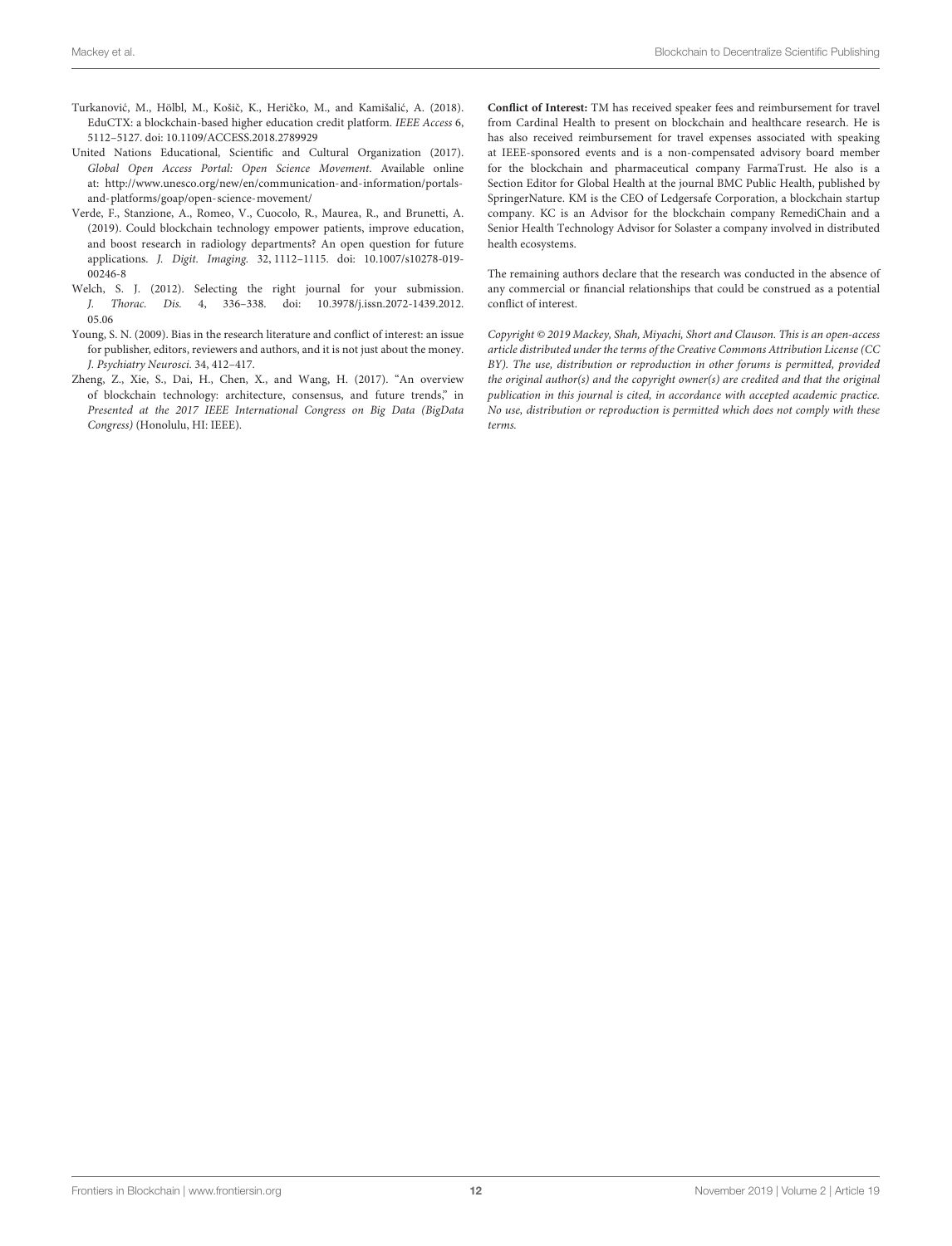Turkanović, M., Hölbl, M., Košič, K., Heričko, M., and Kamišalić, A. (2018). EduCTX: a blockchain-based higher education credit platform. *IEEE Access* 6, 5112–5127. doi: 10.1109/ACCESS.2018.2789929

United Nations Educational, Scientific and Cultural Organization (2017). *Global Open Access Portal: Open Science Movement*. Available online at: http://www.unesco.org/new/en/communication-and-information/portals-and-platforms/goap/open-science-movement/

Verde, F., Stanzione, A., Romeo, V., Cuocolo, R., Maurea, R., and Brunetti, A. (2019). Could blockchain technology empower patients, improve education, and boost research in radiology departments? An open question for future applications. *J. Digit. Imaging.* 32, 1112–1115. doi: 10.1007/s10278-019-00246-8

Welch, S. J. (2012). Selecting the right journal for your submission. *J. Thorac. Dis.* 4, 336–338. doi: 10.3978/j.issn.2072-1439.2012.05.06

Young, S. N. (2009). Bias in the research literature and conflict of interest: an issue for publisher, editors, reviewers and authors, and it is not just about the money. *J. Psychiatry Neurosci.* 34, 412–417.

Zheng, Z., Xie, S., Dai, H., Chen, X., and Wang, H. (2017). "An overview of blockchain technology: architecture, consensus, and future trends," in *Presented at the 2017 IEEE International Congress on Big Data (BigData Congress)* (Honolulu, HI: IEEE).

**Conflict of Interest:** TM has received speaker fees and reimbursement for travel from Cardinal Health to present on blockchain and healthcare research. He is has also received reimbursement for travel expenses associated with speaking at IEEE-sponsored events and is a non-compensated advisory board member for the blockchain and pharmaceutical company FarmaTrust. He also is a Section Editor for Global Health at the journal BMC Public Health, published by SpringerNature. KM is the CEO of Ledgersafe Corporation, a blockchain startup company. KC is an Advisor for the blockchain company RemediChain and a Senior Health Technology Advisor for Solaster a company involved in distributed health ecosystems.

The remaining authors declare that the research was conducted in the absence of any commercial or financial relationships that could be construed as a potential conflict of interest.

*Copyright © 2019 Mackey, Shah, Miyachi, Short and Clauson. This is an open-access article distributed under the terms of the Creative Commons Attribution License (CC BY). The use, distribution or reproduction in other forums is permitted, provided the original author(s) and the copyright owner(s) are credited and that the original publication in this journal is cited, in accordance with accepted academic practice. No use, distribution or reproduction is permitted which does not comply with these terms.*